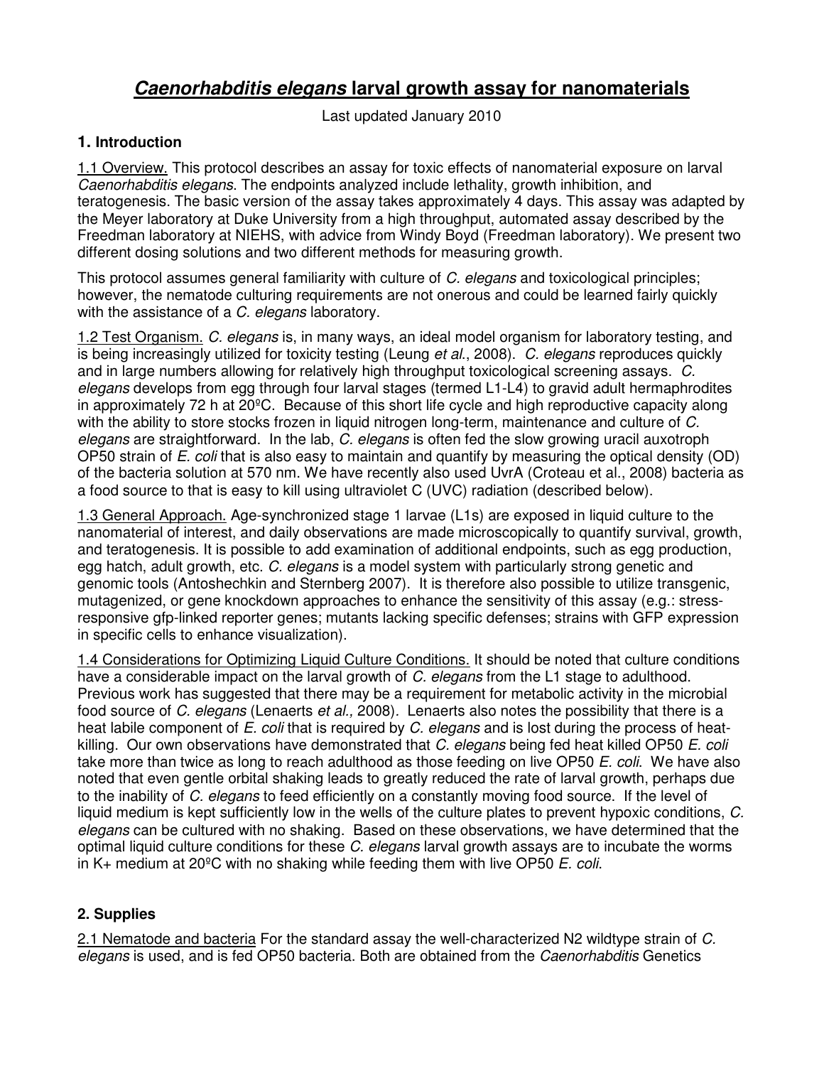# ***Caenorhabditis elegans*** **larval growth assay for nanomaterials**

Last updated January 2010

## 1. Introduction

1.1 Overview. This protocol describes an assay for toxic effects of nanomaterial exposure on larval *Caenorhabditis elegans*. The endpoints analyzed include lethality, growth inhibition, and teratogenesis. The basic version of the assay takes approximately 4 days. This assay was adapted by the Meyer laboratory at Duke University from a high throughput, automated assay described by the Freedman laboratory at NIEHS, with advice from Windy Boyd (Freedman laboratory). We present two different dosing solutions and two different methods for measuring growth.

This protocol assumes general familiarity with culture of *C. elegans* and toxicological principles; however, the nematode culturing requirements are not onerous and could be learned fairly quickly with the assistance of a *C. elegans* laboratory.

1.2 Test Organism. *C. elegans* is, in many ways, an ideal model organism for laboratory testing, and is being increasingly utilized for toxicity testing (Leung *et al*., 2008). *C. elegans* reproduces quickly and in large numbers allowing for relatively high throughput toxicological screening assays. *C. elegans* develops from egg through four larval stages (termed L1-L4) to gravid adult hermaphrodites in approximately 72 h at 20ºC. Because of this short life cycle and high reproductive capacity along with the ability to store stocks frozen in liquid nitrogen long-term, maintenance and culture of *C. elegans* are straightforward. In the lab, *C. elegans* is often fed the slow growing uracil auxotroph OP50 strain of *E. coli* that is also easy to maintain and quantify by measuring the optical density (OD) of the bacteria solution at 570 nm. We have recently also used UvrA (Croteau et al., 2008) bacteria as a food source to that is easy to kill using ultraviolet C (UVC) radiation (described below).

1.3 General Approach. Age-synchronized stage 1 larvae (L1s) are exposed in liquid culture to the nanomaterial of interest, and daily observations are made microscopically to quantify survival, growth, and teratogenesis. It is possible to add examination of additional endpoints, such as egg production, egg hatch, adult growth, etc. *C. elegans* is a model system with particularly strong genetic and genomic tools (Antoshechkin and Sternberg 2007). It is therefore also possible to utilize transgenic, mutagenized, or gene knockdown approaches to enhance the sensitivity of this assay (e.g.: stress-responsive gfp-linked reporter genes; mutants lacking specific defenses; strains with GFP expression in specific cells to enhance visualization).

1.4 Considerations for Optimizing Liquid Culture Conditions. It should be noted that culture conditions have a considerable impact on the larval growth of *C. elegans* from the L1 stage to adulthood. Previous work has suggested that there may be a requirement for metabolic activity in the microbial food source of *C. elegans* (Lenaerts *et al.,* 2008). Lenaerts also notes the possibility that there is a heat labile component of *E. coli* that is required by *C. elegans* and is lost during the process of heat-killing. Our own observations have demonstrated that *C. elegans* being fed heat killed OP50 *E. coli* take more than twice as long to reach adulthood as those feeding on live OP50 *E. coli*. We have also noted that even gentle orbital shaking leads to greatly reduced the rate of larval growth, perhaps due to the inability of *C. elegans* to feed efficiently on a constantly moving food source. If the level of liquid medium is kept sufficiently low in the wells of the culture plates to prevent hypoxic conditions, *C. elegans* can be cultured with no shaking. Based on these observations, we have determined that the optimal liquid culture conditions for these *C. elegans* larval growth assays are to incubate the worms in K+ medium at 20ºC with no shaking while feeding them with live OP50 *E. coli*.

## 2. Supplies

2.1 Nematode and bacteria For the standard assay the well-characterized N2 wildtype strain of *C. elegans* is used, and is fed OP50 bacteria. Both are obtained from the *Caenorhabditis* Genetics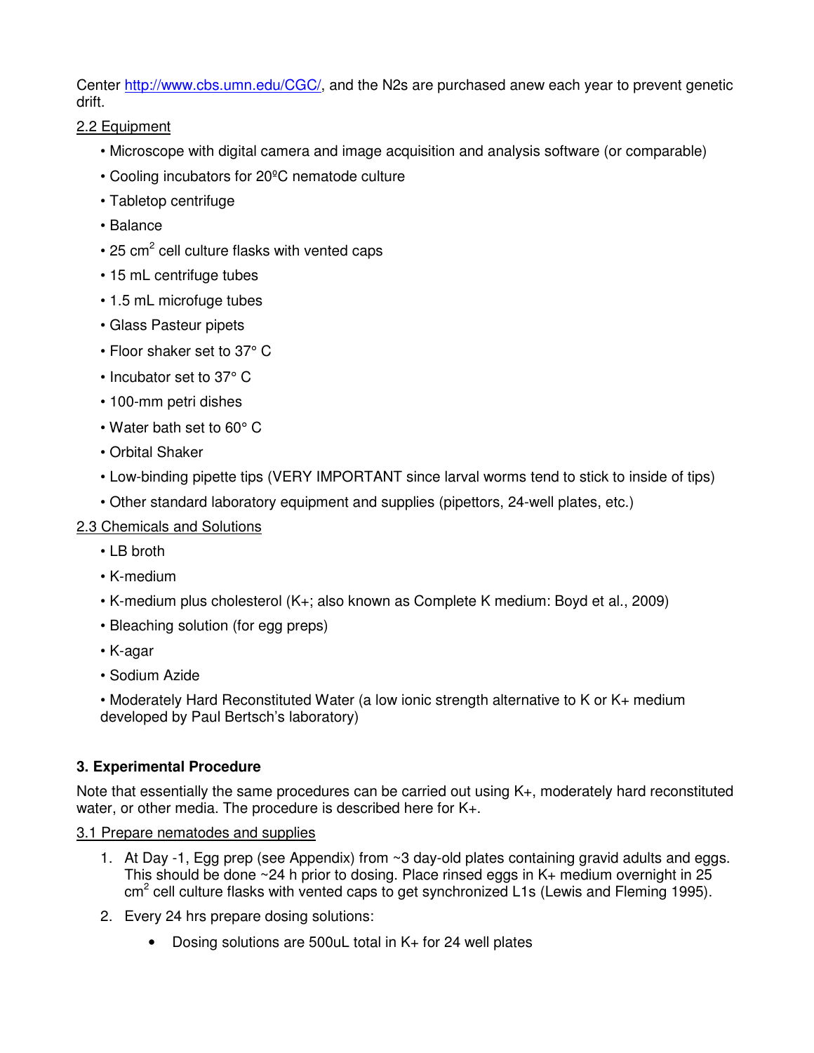Center http://www.cbs.umn.edu/CGC/, and the N2s are purchased anew each year to prevent genetic drift.

2.2 Equipment

- Microscope with digital camera and image acquisition and analysis software (or comparable)
- Cooling incubators for 20ºC nematode culture
- Tabletop centrifuge
- Balance
- 25 $cm^2$ cell culture flasks with vented caps
- 15 mL centrifuge tubes
- 1.5 mL microfuge tubes
- Glass Pasteur pipets
- Floor shaker set to 37° C
- Incubator set to 37° C
- 100-mm petri dishes
- Water bath set to 60° C
- Orbital Shaker
- Low-binding pipette tips (VERY IMPORTANT since larval worms tend to stick to inside of tips)
- Other standard laboratory equipment and supplies (pipettors, 24-well plates, etc.)

2.3 Chemicals and Solutions

- LB broth
- K-medium
- K-medium plus cholesterol (K+; also known as Complete K medium: Boyd et al., 2009)
- Bleaching solution (for egg preps)
- K-agar
- Sodium Azide
- Moderately Hard Reconstituted Water (a low ionic strength alternative to K or K+ medium developed by Paul Bertsch's laboratory)

### 3. Experimental Procedure

Note that essentially the same procedures can be carried out using K+, moderately hard reconstituted water, or other media. The procedure is described here for K+.

3.1 Prepare nematodes and supplies

1. At Day -1, Egg prep (see Appendix) from ~3 day-old plates containing gravid adults and eggs. This should be done ~24 h prior to dosing. Place rinsed eggs in K+ medium overnight in 25 $cm^2$ cell culture flasks with vented caps to get synchronized L1s (Lewis and Fleming 1995).
2. Every 24 hrs prepare dosing solutions:
   - Dosing solutions are 500uL total in K+ for 24 well plates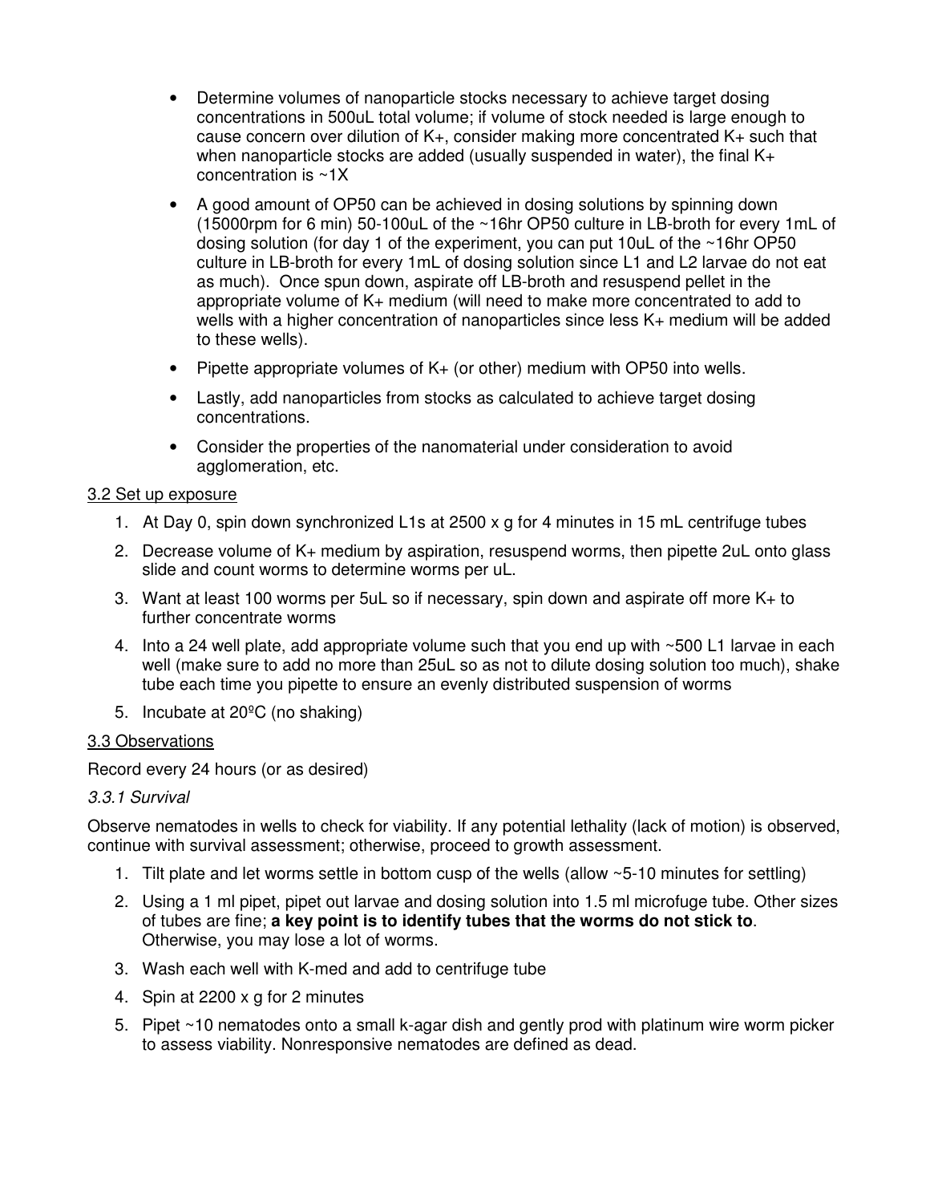- Determine volumes of nanoparticle stocks necessary to achieve target dosing concentrations in 500uL total volume; if volume of stock needed is large enough to cause concern over dilution of K+, consider making more concentrated K+ such that when nanoparticle stocks are added (usually suspended in water), the final K+ concentration is ~1X
- A good amount of OP50 can be achieved in dosing solutions by spinning down (15000rpm for 6 min) 50-100uL of the ~16hr OP50 culture in LB-broth for every 1mL of dosing solution (for day 1 of the experiment, you can put 10uL of the ~16hr OP50 culture in LB-broth for every 1mL of dosing solution since L1 and L2 larvae do not eat as much). Once spun down, aspirate off LB-broth and resuspend pellet in the appropriate volume of K+ medium (will need to make more concentrated to add to wells with a higher concentration of nanoparticles since less K+ medium will be added to these wells).
- Pipette appropriate volumes of K+ (or other) medium with OP50 into wells.
- Lastly, add nanoparticles from stocks as calculated to achieve target dosing concentrations.
- Consider the properties of the nanomaterial under consideration to avoid agglomeration, etc.

### 3.2 Set up exposure

1. At Day 0, spin down synchronized L1s at 2500 x g for 4 minutes in 15 mL centrifuge tubes
2. Decrease volume of K+ medium by aspiration, resuspend worms, then pipette 2uL onto glass slide and count worms to determine worms per uL.
3. Want at least 100 worms per 5uL so if necessary, spin down and aspirate off more K+ to further concentrate worms
4. Into a 24 well plate, add appropriate volume such that you end up with ~500 L1 larvae in each well (make sure to add no more than 25uL so as not to dilute dosing solution too much), shake tube each time you pipette to ensure an evenly distributed suspension of worms
5. Incubate at 20ºC (no shaking)

### 3.3 Observations

Record every 24 hours (or as desired)

#### *3.3.1 Survival*

Observe nematodes in wells to check for viability. If any potential lethality (lack of motion) is observed, continue with survival assessment; otherwise, proceed to growth assessment.

1. Tilt plate and let worms settle in bottom cusp of the wells (allow ~5-10 minutes for settling)
2. Using a 1 ml pipet, pipet out larvae and dosing solution into 1.5 ml microfuge tube. Other sizes of tubes are fine; **a key point is to identify tubes that the worms do not stick to**. Otherwise, you may lose a lot of worms.
3. Wash each well with K-med and add to centrifuge tube
4. Spin at 2200 x g for 2 minutes
5. Pipet ~10 nematodes onto a small k-agar dish and gently prod with platinum wire worm picker to assess viability. Nonresponsive nematodes are defined as dead.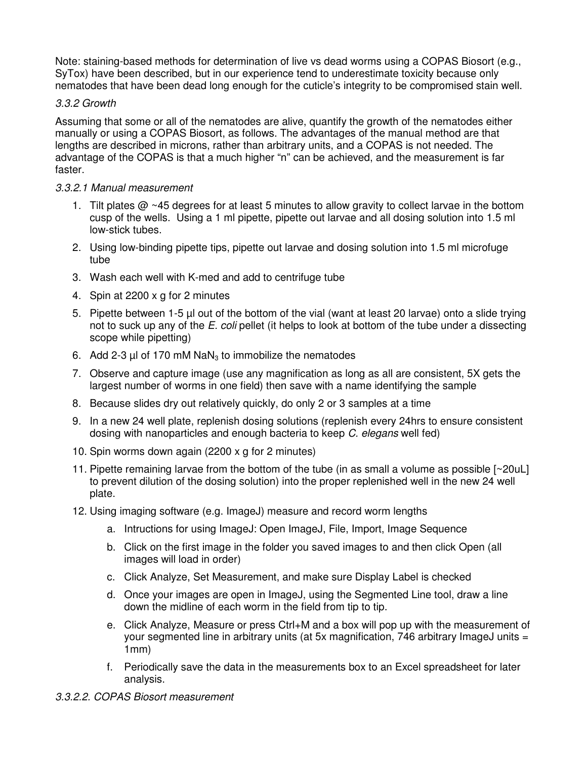Note: staining-based methods for determination of live vs dead worms using a COPAS Biosort (e.g., SyTox) have been described, but in our experience tend to underestimate toxicity because only nematodes that have been dead long enough for the cuticle's integrity to be compromised stain well.

*3.3.2 Growth*

Assuming that some or all of the nematodes are alive, quantify the growth of the nematodes either manually or using a COPAS Biosort, as follows. The advantages of the manual method are that lengths are described in microns, rather than arbitrary units, and a COPAS is not needed. The advantage of the COPAS is that a much higher "n" can be achieved, and the measurement is far faster.

*3.3.2.1 Manual measurement*

1. Tilt plates @ ~45 degrees for at least 5 minutes to allow gravity to collect larvae in the bottom cusp of the wells. Using a 1 ml pipette, pipette out larvae and all dosing solution into 1.5 ml low-stick tubes.
2. Using low-binding pipette tips, pipette out larvae and dosing solution into 1.5 ml microfuge tube
3. Wash each well with K-med and add to centrifuge tube
4. Spin at 2200 x g for 2 minutes
5. Pipette between 1-5 µl out of the bottom of the vial (want at least 20 larvae) onto a slide trying not to suck up any of the *E. coli* pellet (it helps to look at bottom of the tube under a dissecting scope while pipetting)
6. Add 2-3 µl of 170 mM $NaN_3$ to immobilize the nematodes
7. Observe and capture image (use any magnification as long as all are consistent, 5X gets the largest number of worms in one field) then save with a name identifying the sample
8. Because slides dry out relatively quickly, do only 2 or 3 samples at a time
9. In a new 24 well plate, replenish dosing solutions (replenish every 24hrs to ensure consistent dosing with nanoparticles and enough bacteria to keep *C. elegans* well fed)
10. Spin worms down again (2200 x g for 2 minutes)
11. Pipette remaining larvae from the bottom of the tube (in as small a volume as possible [~20uL] to prevent dilution of the dosing solution) into the proper replenished well in the new 24 well plate.
12. Using imaging software (e.g. ImageJ) measure and record worm lengths
    a. Intructions for using ImageJ: Open ImageJ, File, Import, Image Sequence
    b. Click on the first image in the folder you saved images to and then click Open (all images will load in order)
    c. Click Analyze, Set Measurement, and make sure Display Label is checked
    d. Once your images are open in ImageJ, using the Segmented Line tool, draw a line down the midline of each worm in the field from tip to tip.
    e. Click Analyze, Measure or press Ctrl+M and a box will pop up with the measurement of your segmented line in arbitrary units (at 5x magnification, 746 arbitrary ImageJ units = 1mm)
    f. Periodically save the data in the measurements box to an Excel spreadsheet for later analysis.

*3.3.2.2. COPAS Biosort measurement*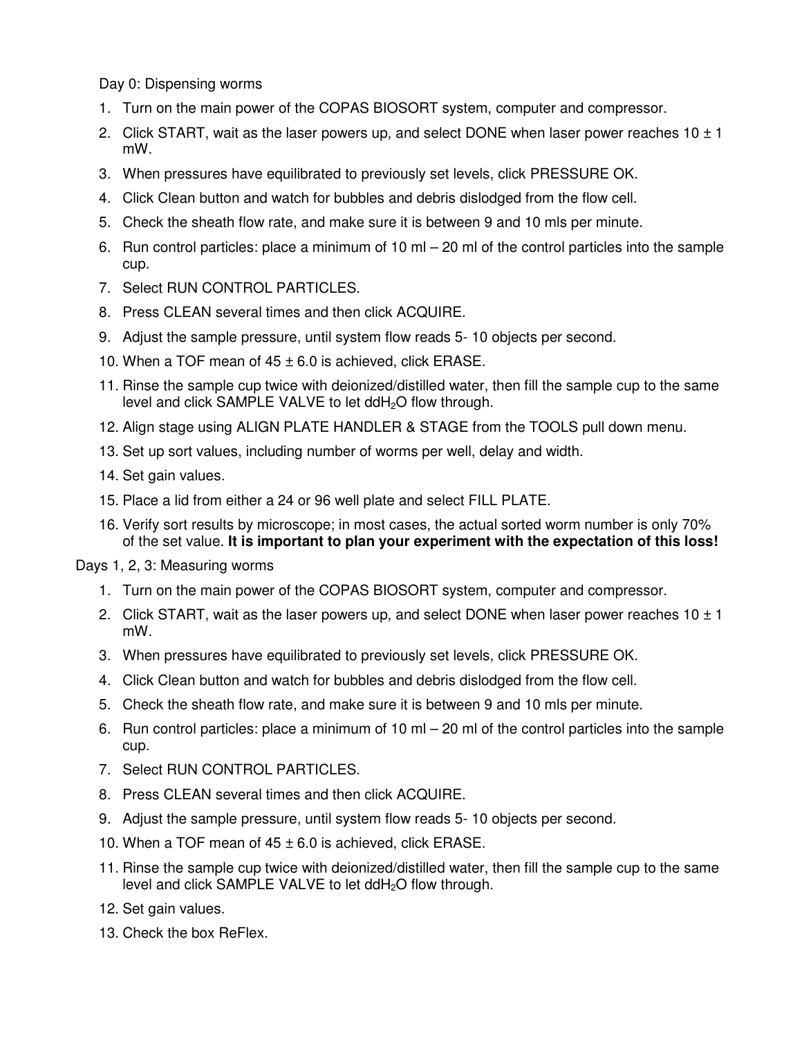Day 0: Dispensing worms

1. Turn on the main power of the COPAS BIOSORT system, computer and compressor.
2. Click START, wait as the laser powers up, and select DONE when laser power reaches 10 ± 1 mW.
3. When pressures have equilibrated to previously set levels, click PRESSURE OK.
4. Click Clean button and watch for bubbles and debris dislodged from the flow cell.
5. Check the sheath flow rate, and make sure it is between 9 and 10 mls per minute.
6. Run control particles: place a minimum of 10 ml – 20 ml of the control particles into the sample cup.
7. Select RUN CONTROL PARTICLES.
8. Press CLEAN several times and then click ACQUIRE.
9. Adjust the sample pressure, until system flow reads 5- 10 objects per second.
10. When a TOF mean of 45 ± 6.0 is achieved, click ERASE.
11. Rinse the sample cup twice with deionized/distilled water, then fill the sample cup to the same level and click SAMPLE VALVE to let $ddH_2O$ flow through.
12. Align stage using ALIGN PLATE HANDLER & STAGE from the TOOLS pull down menu.
13. Set up sort values, including number of worms per well, delay and width.
14. Set gain values.
15. Place a lid from either a 24 or 96 well plate and select FILL PLATE.
16. Verify sort results by microscope; in most cases, the actual sorted worm number is only 70% of the set value. **It is important to plan your experiment with the expectation of this loss!**

Days 1, 2, 3: Measuring worms

1. Turn on the main power of the COPAS BIOSORT system, computer and compressor.
2. Click START, wait as the laser powers up, and select DONE when laser power reaches 10 ± 1 mW.
3. When pressures have equilibrated to previously set levels, click PRESSURE OK.
4. Click Clean button and watch for bubbles and debris dislodged from the flow cell.
5. Check the sheath flow rate, and make sure it is between 9 and 10 mls per minute.
6. Run control particles: place a minimum of 10 ml – 20 ml of the control particles into the sample cup.
7. Select RUN CONTROL PARTICLES.
8. Press CLEAN several times and then click ACQUIRE.
9. Adjust the sample pressure, until system flow reads 5- 10 objects per second.
10. When a TOF mean of 45 ± 6.0 is achieved, click ERASE.
11. Rinse the sample cup twice with deionized/distilled water, then fill the sample cup to the same level and click SAMPLE VALVE to let $ddH_2O$ flow through.
12. Set gain values.
13. Check the box ReFlex.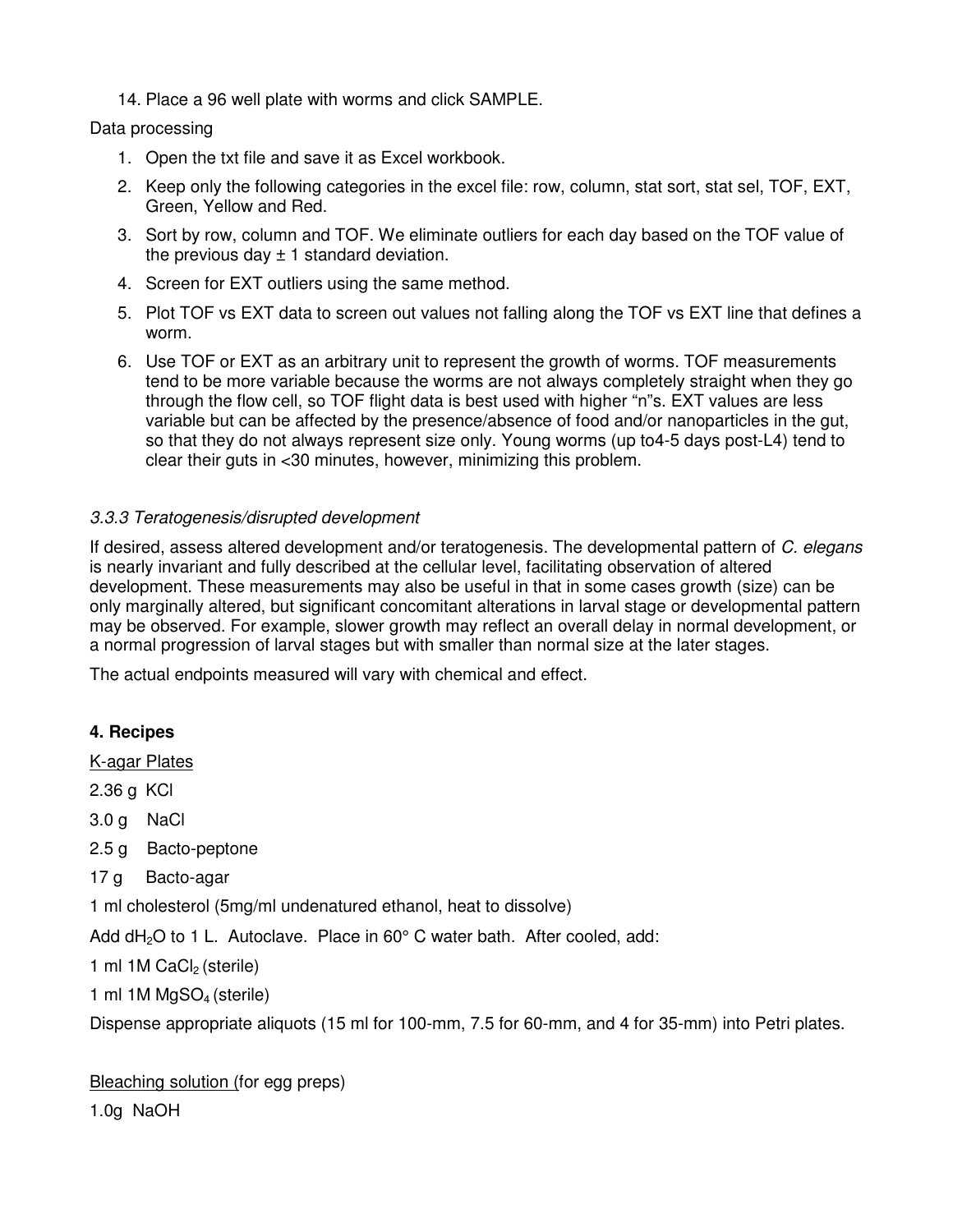14. Place a 96 well plate with worms and click SAMPLE.

Data processing

1. Open the txt file and save it as Excel workbook.
2. Keep only the following categories in the excel file: row, column, stat sort, stat sel, TOF, EXT, Green, Yellow and Red.
3. Sort by row, column and TOF. We eliminate outliers for each day based on the TOF value of the previous day ± 1 standard deviation.
4. Screen for EXT outliers using the same method.
5. Plot TOF vs EXT data to screen out values not falling along the TOF vs EXT line that defines a worm.
6. Use TOF or EXT as an arbitrary unit to represent the growth of worms. TOF measurements tend to be more variable because the worms are not always completely straight when they go through the flow cell, so TOF flight data is best used with higher "n"s. EXT values are less variable but can be affected by the presence/absence of food and/or nanoparticles in the gut, so that they do not always represent size only. Young worms (up to4-5 days post-L4) tend to clear their guts in <30 minutes, however, minimizing this problem.

### *3.3.3 Teratogenesis/disrupted development*

If desired, assess altered development and/or teratogenesis. The developmental pattern of *C. elegans* is nearly invariant and fully described at the cellular level, facilitating observation of altered development. These measurements may also be useful in that in some cases growth (size) can be only marginally altered, but significant concomitant alterations in larval stage or developmental pattern may be observed. For example, slower growth may reflect an overall delay in normal development, or a normal progression of larval stages but with smaller than normal size at the later stages.

The actual endpoints measured will vary with chemical and effect.

## **4. Recipes**

<u>K-agar Plates</u>

2.36 g KCl

3.0 g NaCl

2.5 g Bacto-peptone

17 g Bacto-agar

1 ml cholesterol (5mg/ml undenatured ethanol, heat to dissolve)

Add $dH_2O$ to 1 L. Autoclave. Place in 60° C water bath. After cooled, add:

1 ml 1M $CaCl_2$ (sterile)

1 ml 1M $MgSO_4$ (sterile)

Dispense appropriate aliquots (15 ml for 100-mm, 7.5 for 60-mm, and 4 for 35-mm) into Petri plates.

<u>Bleaching solution (</u>for egg preps)

1.0g NaOH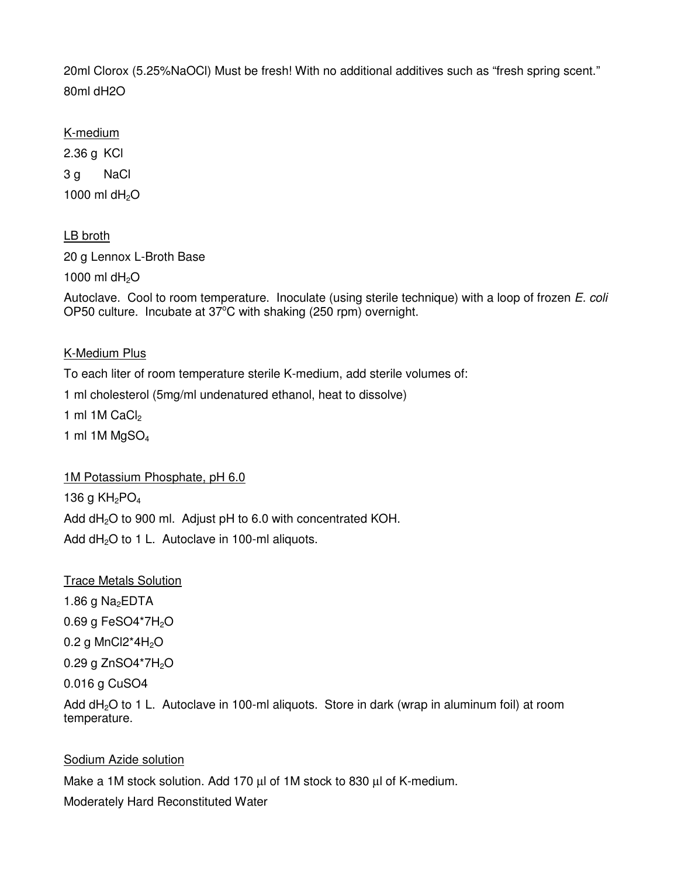20ml Clorox (5.25%NaOCl) Must be fresh! With no additional additives such as "fresh spring scent."

80ml dH2O

<u>K-medium</u>

2.36 g KCl

3 g NaCl

1000 ml $dH_2O$

<u>LB broth</u>

20 g Lennox L-Broth Base

1000 ml $dH_2O$

Autoclave. Cool to room temperature. Inoculate (using sterile technique) with a loop of frozen *E. coli* OP50 culture. Incubate at 37$^o$C with shaking (250 rpm) overnight.

<u>K-Medium Plus</u>

To each liter of room temperature sterile K-medium, add sterile volumes of:

1 ml cholesterol (5mg/ml undenatured ethanol, heat to dissolve)

1 ml 1M $CaCl_2$

1 ml 1M $MgSO_4$

<u>1M Potassium Phosphate, pH 6.0</u>

136 g $KH_2PO_4$

Add $dH_2O$ to 900 ml. Adjust pH to 6.0 with concentrated KOH.

Add $dH_2O$ to 1 L. Autoclave in 100-ml aliquots.

<u>Trace Metals Solution</u>

1.86 g $Na_2EDTA$

0.69 g $FeSO4*7H_2O$

0.2 g $MnCl2*4H_2O$

0.29 g $ZnSO4*7H_2O$

0.016 g CuSO4

Add $dH_2O$ to 1 L. Autoclave in 100-ml aliquots. Store in dark (wrap in aluminum foil) at room temperature.

<u>Sodium Azide solution</u>

Make a 1M stock solution. Add 170 µl of 1M stock to 830 µl of K-medium.

Moderately Hard Reconstituted Water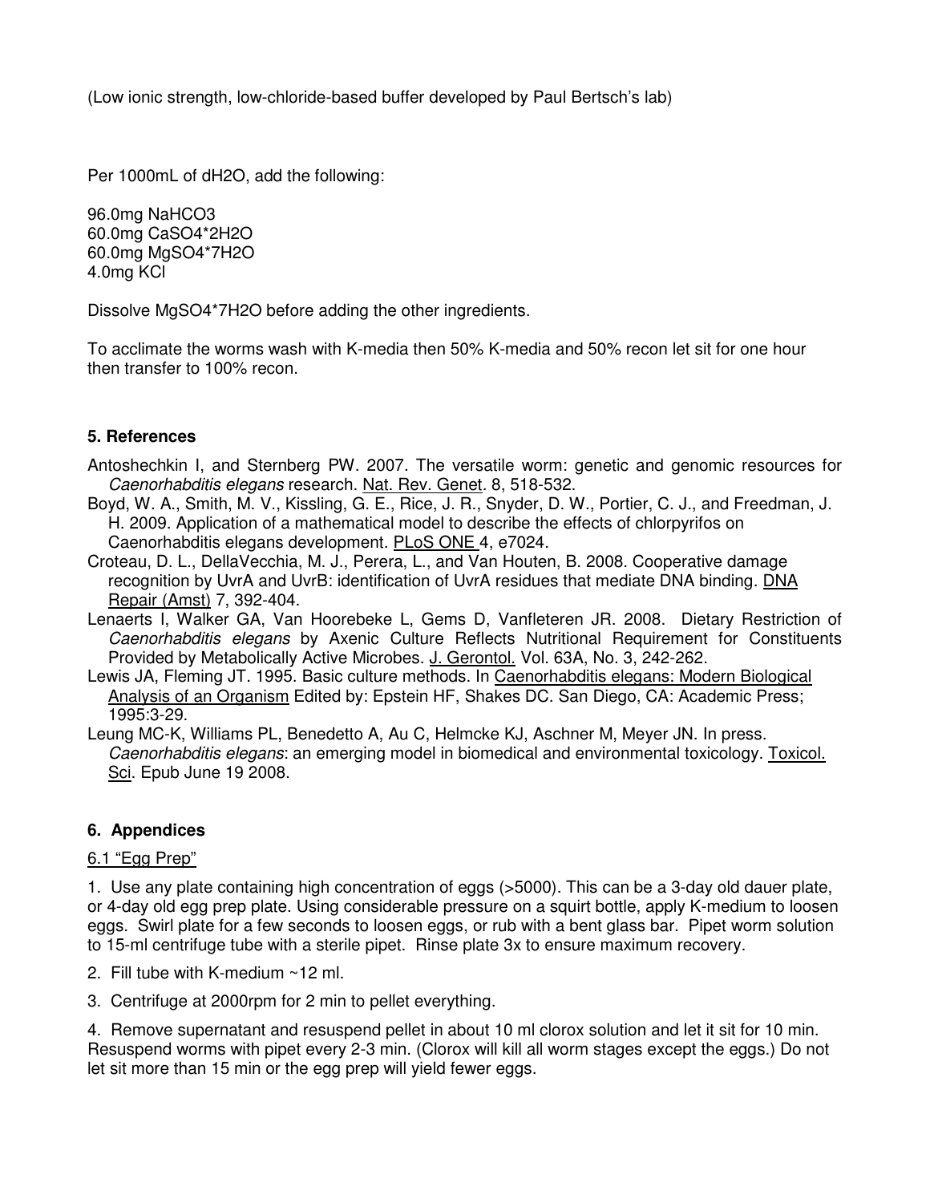(Low ionic strength, low-chloride-based buffer developed by Paul Bertsch's lab)

Per 1000mL of dH2O, add the following:

96.0mg $NaHCO_3$
60.0mg $CaSO_4 \cdot 2H_2O$
60.0mg $MgSO_4 \cdot 7H_2O$
4.0mg KCl

Dissolve $MgSO_4 \cdot 7H_2O$ before adding the other ingredients.

To acclimate the worms wash with K-media then 50% K-media and 50% recon let sit for one hour then transfer to 100% recon.

## 5. References

Antoshechkin I, and Sternberg PW. 2007. The versatile worm: genetic and genomic resources for *Caenorhabditis elegans* research. Nat. Rev. Genet. 8, 518-532.

Boyd, W. A., Smith, M. V., Kissling, G. E., Rice, J. R., Snyder, D. W., Portier, C. J., and Freedman, J. H. 2009. Application of a mathematical model to describe the effects of chlorpyrifos on Caenorhabditis elegans development. PLoS ONE 4, e7024.

Croteau, D. L., DellaVecchia, M. J., Perera, L., and Van Houten, B. 2008. Cooperative damage recognition by UvrA and UvrB: identification of UvrA residues that mediate DNA binding. DNA Repair (Amst) 7, 392-404.

Lenaerts I, Walker GA, Van Hoorebeke L, Gems D, Vanfleteren JR. 2008. Dietary Restriction of *Caenorhabditis elegans* by Axenic Culture Reflects Nutritional Requirement for Constituents Provided by Metabolically Active Microbes. J. Gerontol. Vol. 63A, No. 3, 242-262.

Lewis JA, Fleming JT. 1995. Basic culture methods. In Caenorhabditis elegans: Modern Biological Analysis of an Organism Edited by: Epstein HF, Shakes DC. San Diego, CA: Academic Press; 1995:3-29.

Leung MC-K, Williams PL, Benedetto A, Au C, Helmcke KJ, Aschner M, Meyer JN. In press. *Caenorhabditis elegans*: an emerging model in biomedical and environmental toxicology. Toxicol. Sci. Epub June 19 2008.

## 6. Appendices

### 6.1 "Egg Prep"

1. Use any plate containing high concentration of eggs (>5000). This can be a 3-day old dauer plate, or 4-day old egg prep plate. Using considerable pressure on a squirt bottle, apply K-medium to loosen eggs. Swirl plate for a few seconds to loosen eggs, or rub with a bent glass bar. Pipet worm solution to 15-ml centrifuge tube with a sterile pipet. Rinse plate 3x to ensure maximum recovery.

2. Fill tube with K-medium ~12 ml.

3. Centrifuge at 2000rpm for 2 min to pellet everything.

4. Remove supernatant and resuspend pellet in about 10 ml clorox solution and let it sit for 10 min. Resuspend worms with pipet every 2-3 min. (Clorox will kill all worm stages except the eggs.) Do not let sit more than 15 min or the egg prep will yield fewer eggs.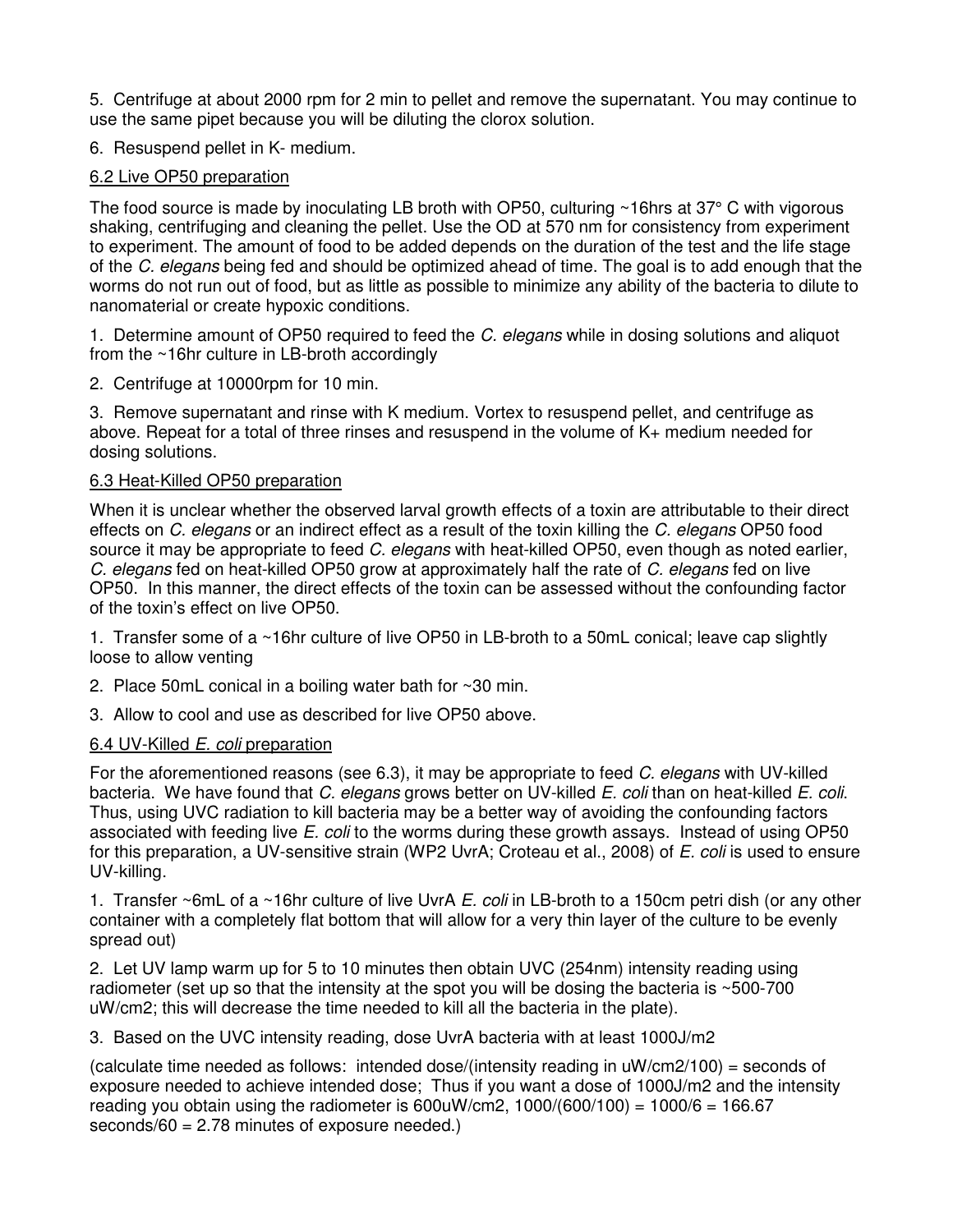5. Centrifuge at about 2000 rpm for 2 min to pellet and remove the supernatant. You may continue to use the same pipet because you will be diluting the clorox solution.

6. Resuspend pellet in K- medium.

### 6.2 Live OP50 preparation

The food source is made by inoculating LB broth with OP50, culturing ~16hrs at 37° C with vigorous shaking, centrifuging and cleaning the pellet. Use the OD at 570 nm for consistency from experiment to experiment. The amount of food to be added depends on the duration of the test and the life stage of the *C. elegans* being fed and should be optimized ahead of time. The goal is to add enough that the worms do not run out of food, but as little as possible to minimize any ability of the bacteria to dilute to nanomaterial or create hypoxic conditions.

1. Determine amount of OP50 required to feed the *C. elegans* while in dosing solutions and aliquot from the ~16hr culture in LB-broth accordingly

2. Centrifuge at 10000rpm for 10 min.

3. Remove supernatant and rinse with K medium. Vortex to resuspend pellet, and centrifuge as above. Repeat for a total of three rinses and resuspend in the volume of K+ medium needed for dosing solutions.

### 6.3 Heat-Killed OP50 preparation

When it is unclear whether the observed larval growth effects of a toxin are attributable to their direct effects on *C. elegans* or an indirect effect as a result of the toxin killing the *C. elegans* OP50 food source it may be appropriate to feed *C. elegans* with heat-killed OP50, even though as noted earlier, *C. elegans* fed on heat-killed OP50 grow at approximately half the rate of *C. elegans* fed on live OP50. In this manner, the direct effects of the toxin can be assessed without the confounding factor of the toxin's effect on live OP50.

1. Transfer some of a ~16hr culture of live OP50 in LB-broth to a 50mL conical; leave cap slightly loose to allow venting

2. Place 50mL conical in a boiling water bath for ~30 min.

3. Allow to cool and use as described for live OP50 above.

### 6.4 UV-Killed *E. coli* preparation

For the aforementioned reasons (see 6.3), it may be appropriate to feed *C. elegans* with UV-killed bacteria. We have found that *C. elegans* grows better on UV-killed *E. coli* than on heat-killed *E. coli*. Thus, using UVC radiation to kill bacteria may be a better way of avoiding the confounding factors associated with feeding live *E. coli* to the worms during these growth assays. Instead of using OP50 for this preparation, a UV-sensitive strain (WP2 UvrA; Croteau et al., 2008) of *E. coli* is used to ensure UV-killing.

1. Transfer ~6mL of a ~16hr culture of live UvrA *E. coli* in LB-broth to a 150cm petri dish (or any other container with a completely flat bottom that will allow for a very thin layer of the culture to be evenly spread out)

2. Let UV lamp warm up for 5 to 10 minutes then obtain UVC (254nm) intensity reading using radiometer (set up so that the intensity at the spot you will be dosing the bacteria is ~500-700 uW/cm2; this will decrease the time needed to kill all the bacteria in the plate).

3. Based on the UVC intensity reading, dose UvrA bacteria with at least 1000J/m2

(calculate time needed as follows: intended dose/(intensity reading in uW/cm2/100) = seconds of exposure needed to achieve intended dose; Thus if you want a dose of 1000J/m2 and the intensity reading you obtain using the radiometer is 600uW/cm2, 1000/(600/100) = 1000/6 = 166.67 seconds/60 = 2.78 minutes of exposure needed.)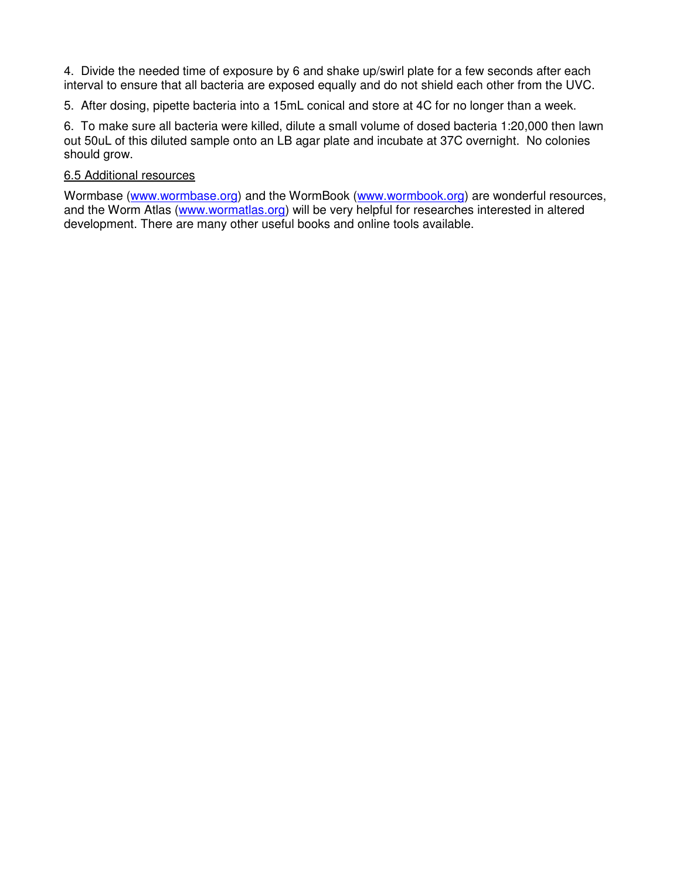4. Divide the needed time of exposure by 6 and shake up/swirl plate for a few seconds after each interval to ensure that all bacteria are exposed equally and do not shield each other from the UVC.

5. After dosing, pipette bacteria into a 15mL conical and store at 4C for no longer than a week.

6. To make sure all bacteria were killed, dilute a small volume of dosed bacteria 1:20,000 then lawn out 50uL of this diluted sample onto an LB agar plate and incubate at 37C overnight. No colonies should grow.

6.5 Additional resources

Wormbase (www.wormbase.org) and the WormBook (www.wormbook.org) are wonderful resources, and the Worm Atlas (www.wormatlas.org) will be very helpful for researches interested in altered development. There are many other useful books and online tools available.